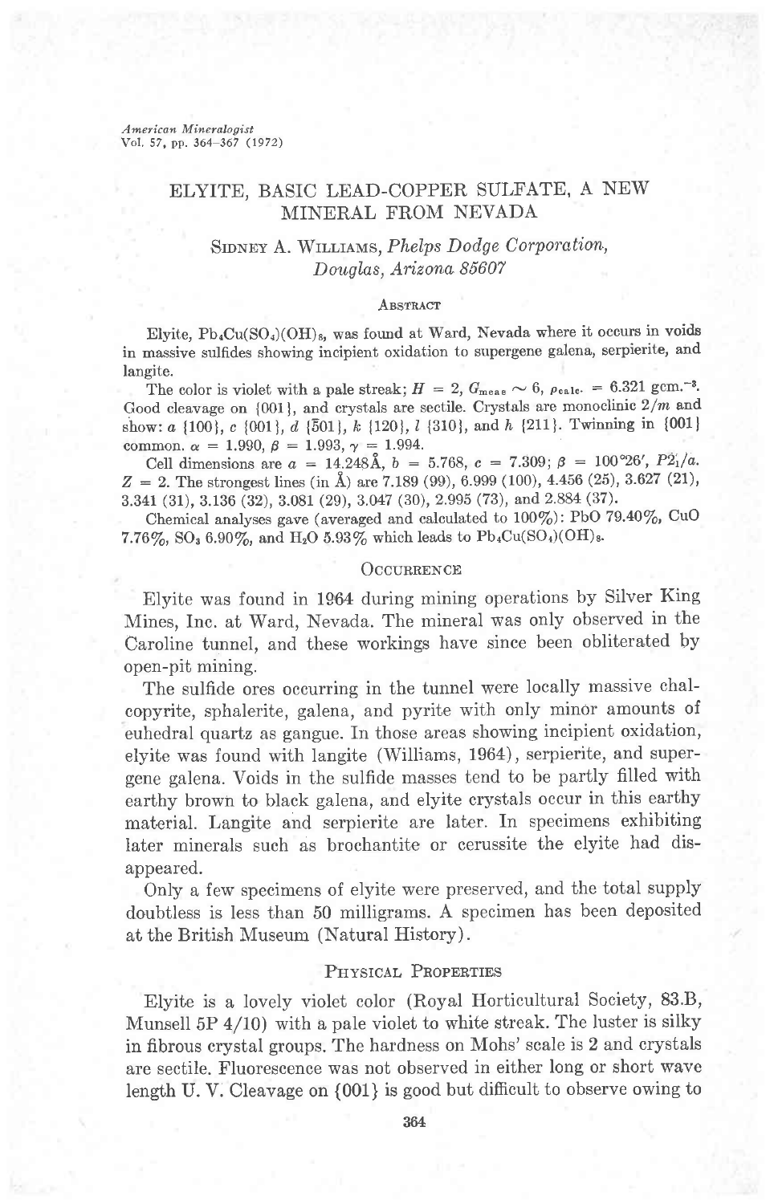# ELYITE, BASIC LEAD-COPPER SULFATE, A NEW MINERAL FROM NEVADA

SIDNEY A. WILLIAMS, *Phelps Dodge Corporation, Douglas, Arizona 85607*

## ABSTRACT

Elyite, $Pb_4Cu(SO_4)(OH)_8$, was found at Ward, Nevada where it occurs in voids in massive sulfides showing incipient oxidation to supergene galena, serpierite, and langite.

The color is violet with a pale streak; $H = 2$, $G_{meas} \sim 6$, $\rho_{calc.} = 6.321$ gcm.$^{-3}$. Good cleavage on {001}, and crystals are sectile. Crystals are monoclinic $2/m$ and show: *a* {100}, *c* {001}, *d* {$\bar{5}$01}, *k* {120}, *l* {310}, and *h* {211}. Twinning in {001} common. $\alpha = 1.990$, $\beta = 1.993$, $\gamma = 1.994$.

Cell dimensions are $a = 14.248$Å, $b = 5.768$, $c = 7.309$; $\beta = 100°26'$, $P2_1/a$. $Z = 2$. The strongest lines (in Å) are 7.189 (99), 6.999 (100), 4.456 (25), 3.627 (21), 3.341 (31), 3.136 (32), 3.081 (29), 3.047 (30), 2.995 (73), and 2.884 (37).

Chemical analyses gave (averaged and calculated to 100%): PbO 79.40%, CuO 7.76%, $SO_3$ 6.90%, and $H_2O$ 5.93% which leads to $Pb_4Cu(SO_4)(OH)_8$.

## OCCURRENCE

Elyite was found in 1964 during mining operations by Silver King Mines, Inc. at Ward, Nevada. The mineral was only observed in the Caroline tunnel, and these workings have since been obliterated by open-pit mining.

The sulfide ores occurring in the tunnel were locally massive chalcopyrite, sphalerite, galena, and pyrite with only minor amounts of euhedral quartz as gangue. In those areas showing incipient oxidation, elyite was found with langite (Williams, 1964), serpierite, and supergene galena. Voids in the sulfide masses tend to be partly filled with earthy brown to black galena, and elyite crystals occur in this earthy material. Langite and serpierite are later. In specimens exhibiting later minerals such as brochantite or cerussite the elyite had disappeared.

Only a few specimens of elyite were preserved, and the total supply doubtless is less than 50 milligrams. A specimen has been deposited at the British Museum (Natural History).

## PHYSICAL PROPERTIES

Elyite is a lovely violet color (Royal Horticultural Society, 83.B, Munsell 5P 4/10) with a pale violet to white streak. The luster is silky in fibrous crystal groups. The hardness on Mohs' scale is 2 and crystals are sectile. Fluorescence was not observed in either long or short wave length U. V. Cleavage on {001} is good but difficult to observe owing to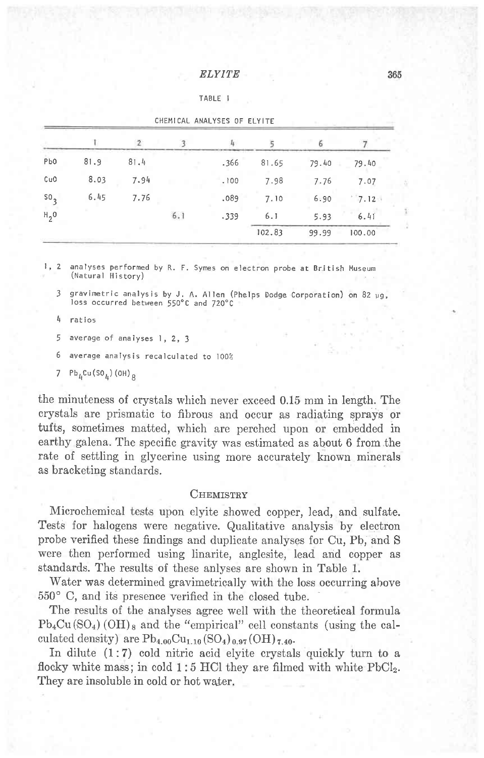TABLE I

CHEMICAL ANALYSES OF ELYITE

| | 1 | 2 | 3 | 4 | 5 | 6 | 7 |
|---|---|---|---|---|---|---|---|
| PbO | 81.9 | 81.4 | | .366 | 81.65 | 79.40 | 79.40 |
| CuO | 8.03 | 7.94 | | .100 | 7.98 | 7.76 | 7.07 |
| $SO_3$ | 6.45 | 7.76 | | .089 | 7.10 | 6.90 | 7.12 |
| $H_2O$ | | | 6.1 | .339 | 6.1 | 5.93 | 6.41 |
| | | | | | 102.83 | 99.99 | 100.00 |

1, 2 analyses performed by R. F. Symes on electron probe at British Museum (Natural History)

3 gravimetric analysis by J. A. Allen (Phelps Dodge Corporation) on 82 μg, loss occurred between 550°C and 720°C

4 ratios

5 average of analyses 1, 2, 3

6 average analysis recalculated to 100%

7 $Pb_4Cu(SO_4)(OH)_8$

the minuteness of crystals which never exceed 0.15 mm in length. The crystals are prismatic to fibrous and occur as radiating sprays or tufts, sometimes matted, which are perched upon or embedded in earthy galena. The specific gravity was estimated as about 6 from the rate of settling in glycerine using more accurately known minerals as bracketing standards.

## Chemistry

Microchemical tests upon elyite showed copper, lead, and sulfate. Tests for halogens were negative. Qualitative analysis by electron probe verified these findings and duplicate analyses for Cu, Pb, and S were then performed using linarite, anglesite, lead and copper as standards. The results of these anlyses are shown in Table 1.

Water was determined gravimetrically with the loss occurring above 550° C, and its presence verified in the closed tube.

The results of the analyses agree well with the theoretical formula $Pb_4Cu(SO_4)(OH)_8$ and the "empirical" cell constants (using the calculated density) are $Pb_{4.00}Cu_{1.10}(SO_4)_{0.97}(OH)_{7.40}$.

In dilute (1 : 7) cold nitric acid elyite crystals quickly turn to a flocky white mass; in cold 1 : 5 HCl they are filmed with white $PbCl_2$. They are insoluble in cold or hot water.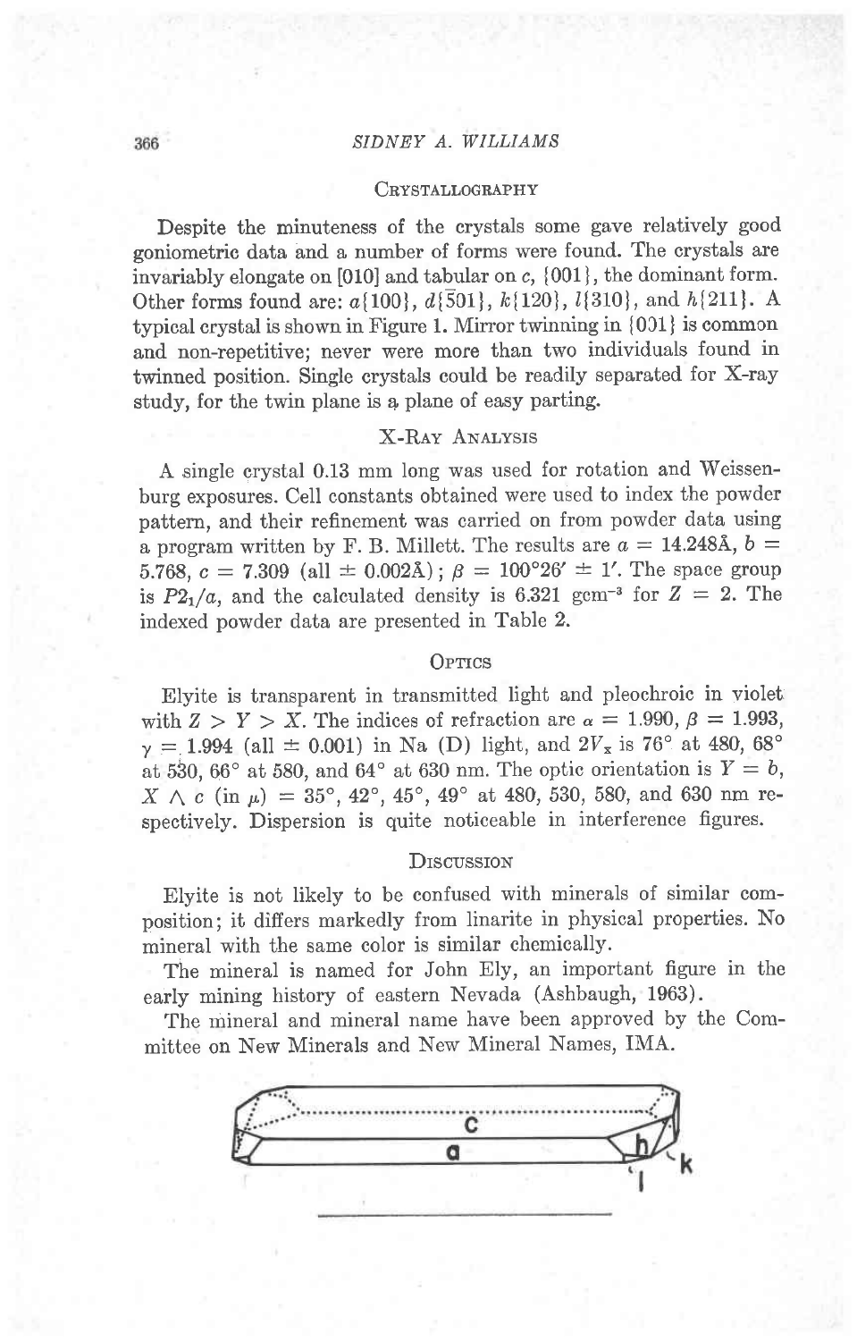## Crystallography

Despite the minuteness of the crystals some gave relatively good goniometric data and a number of forms were found. The crystals are invariably elongate on [010] and tabular on *c*, {001}, the dominant form. Other forms found are: *a*{100}, *d*{$\bar{5}$01}, *k*{120}, *l*{310}, and *h*{211}. A typical crystal is shown in Figure 1. Mirror twinning in {001} is common and non-repetitive; never were more than two individuals found in twinned position. Single crystals could be readily separated for X-ray study, for the twin plane is a plane of easy parting.

## X-Ray Analysis

A single crystal 0.13 mm long was used for rotation and Weissenburg exposures. Cell constants obtained were used to index the powder pattern, and their refinement was carried on from powder data using a program written by F. B. Millett. The results are $a = 14.248$Å, $b = 5.768$, $c = 7.309$ (all $\pm$ 0.002Å); $\beta = 100°26' \pm 1'$. The space group is $P2_1/a$, and the calculated density is 6.321 gcm$^{-3}$ for $Z = 2$. The indexed powder data are presented in Table 2.

## Optics

Elyite is transparent in transmitted light and pleochroic in violet with $Z > Y > X$. The indices of refraction are $\alpha = 1.990$, $\beta = 1.993$, $\gamma = 1.994$ (all $\pm$ 0.001) in Na (D) light, and $2V_x$ is 76° at 480, 68° at 530, 66° at 580, and 64° at 630 nm. The optic orientation is $Y = b$, $X \wedge c$ (in $\mu$) = 35°, 42°, 45°, 49° at 480, 530, 580, and 630 nm respectively. Dispersion is quite noticeable in interference figures.

## Discussion

Elyite is not likely to be confused with minerals of similar composition; it differs markedly from linarite in physical properties. No mineral with the same color is similar chemically.

The mineral is named for John Ely, an important figure in the early mining history of eastern Nevada (Ashbaugh, 1963).

The mineral and mineral name have been approved by the Committee on New Minerals and New Mineral Names, IMA.

c
a
h
k
l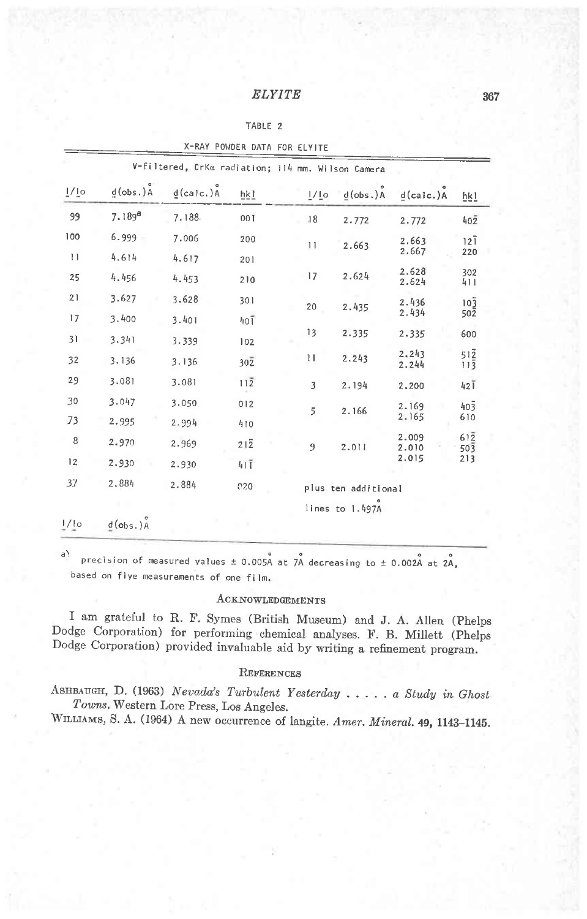TABLE 2

X-RAY POWDER DATA FOR ELYITE

V-filtered, CrKα radiation; 114 mm. Wilson Camera

| I/Io | d(obs.)Å | d(calc.)Å | hkl | I/Io | d(obs.)Å | d(calc.)Å | hkl |
|---|---|---|---|---|---|---|---|
| 99 | 7.189[a] | 7.188 | 001 | 18 | 2.772 | 2.772 | 40$\bar{2}$ |
| 100 | 6.999 | 7.006 | 200 | 11 | 2.663 | 2.663<br>2.667 | 12$\bar{1}$<br>220 |
| 11 | 4.614 | 4.617 | 201 | | | | |
| 25 | 4.456 | 4.453 | 210 | 17 | 2.624 | 2.628<br>2.624 | 302<br>411 |
| 21 | 3.627 | 3.628 | 301 | 20 | 2.435 | 2.436<br>2.434 | 10$\bar{3}$<br>50$\bar{2}$ |
| 17 | 3.400 | 3.401 | 40$\bar{1}$ | | | | |
| 31 | 3.341 | 3.339 | 102 | 13 | 2.335 | 2.335 | 600 |
| 32 | 3.136 | 3.136 | 30$\bar{2}$ | 11 | 2.243 | 2.243<br>2.244 | 51$\bar{2}$<br>11$\bar{3}$ |
| 29 | 3.081 | 3.081 | 11$\bar{2}$ | 3 | 2.194 | 2.200 | 42$\bar{1}$ |
| 30 | 3.047 | 3.050 | 012 | 5 | 2.166 | 2.169<br>2.165 | 40$\bar{3}$<br>610 |
| 73 | 2.995 | 2.994 | 410 | | | | |
| 8 | 2.970 | 2.969 | 21$\bar{2}$ | 9 | 2.011 | 2.009<br>2.010<br>2.015 | 61$\bar{2}$<br>50$\bar{3}$<br>213 |
| 12 | 2.930 | 2.930 | 41$\bar{1}$ | | | | |
| 37 | 2.884 | 2.884 | 020 | plus ten additional lines to 1.497Å | | | |
| I/Io | d(obs.)Å | | | | | | |

a) precision of measured values ± 0.005Å at 7Å decreasing to ± 0.002Å at 2Å, based on five measurements of one film.

## Acknowledgements

I am grateful to R. F. Symes (British Museum) and J. A. Allen (Phelps Dodge Corporation) for performing chemical analyses. F. B. Millett (Phelps Dodge Corporation) provided invaluable aid by writing a refinement program.

## References

Ashbaugh, D. (1963) *Nevada's Turbulent Yesterday . . . . . a Study in Ghost Towns.* Western Lore Press, Los Angeles.

Williams, S. A. (1964) A new occurrence of langite. *Amer. Mineral.* **49**, 1143–1145.